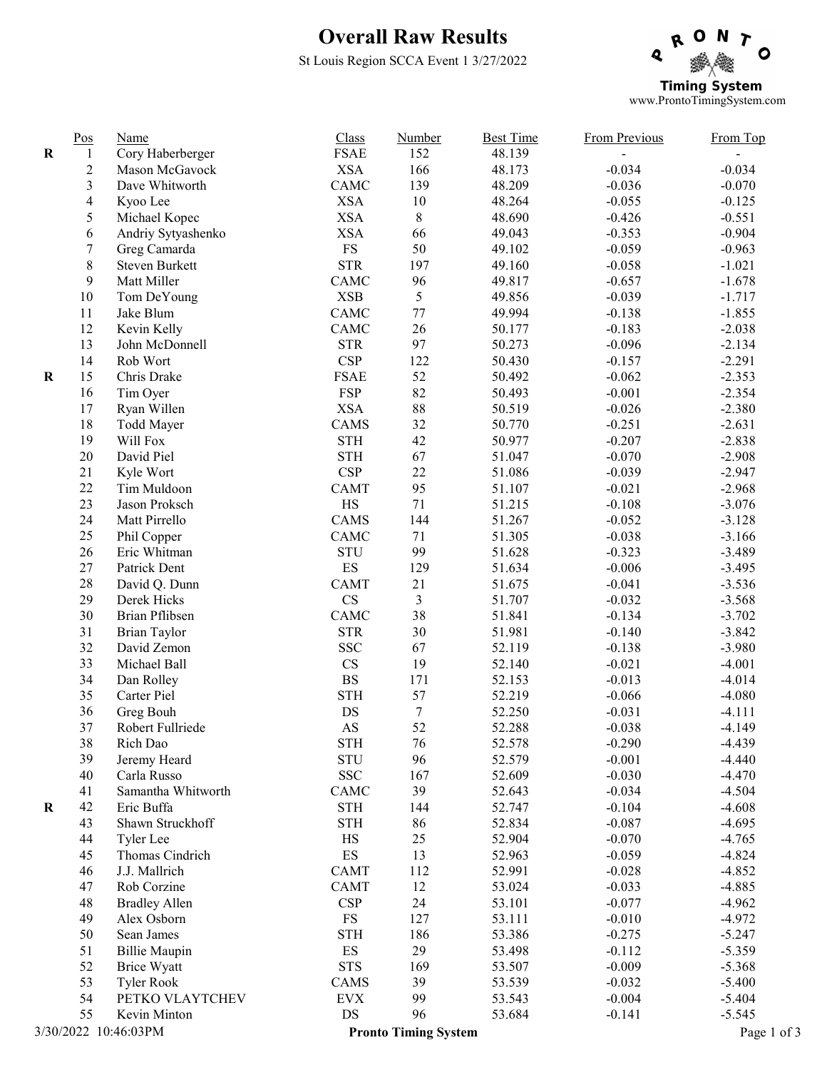# Overall Raw Results

St Louis Region SCCA Event 1 3/27/2022

Pronto Timing System
www.ProntoTimingSystem.com

| | Pos | Name | Class | Number | Best Time | From Previous | From Top |
|---|---|---|---|---|---|---|---|
| R | 1 | Cory Haberberger | FSAE | 152 | 48.139 | - | - |
| | 2 | Mason McGavock | XSA | 166 | 48.173 | -0.034 | -0.034 |
| | 3 | Dave Whitworth | CAMC | 139 | 48.209 | -0.036 | -0.070 |
| | 4 | Kyoo Lee | XSA | 10 | 48.264 | -0.055 | -0.125 |
| | 5 | Michael Kopec | XSA | 8 | 48.690 | -0.426 | -0.551 |
| | 6 | Andriy Sytyashenko | XSA | 66 | 49.043 | -0.353 | -0.904 |
| | 7 | Greg Camarda | FS | 50 | 49.102 | -0.059 | -0.963 |
| | 8 | Steven Burkett | STR | 197 | 49.160 | -0.058 | -1.021 |
| | 9 | Matt Miller | CAMC | 96 | 49.817 | -0.657 | -1.678 |
| | 10 | Tom DeYoung | XSB | 5 | 49.856 | -0.039 | -1.717 |
| | 11 | Jake Blum | CAMC | 77 | 49.994 | -0.138 | -1.855 |
| | 12 | Kevin Kelly | CAMC | 26 | 50.177 | -0.183 | -2.038 |
| | 13 | John McDonnell | STR | 97 | 50.273 | -0.096 | -2.134 |
| | 14 | Rob Wort | CSP | 122 | 50.430 | -0.157 | -2.291 |
| R | 15 | Chris Drake | FSAE | 52 | 50.492 | -0.062 | -2.353 |
| | 16 | Tim Oyer | FSP | 82 | 50.493 | -0.001 | -2.354 |
| | 17 | Ryan Willen | XSA | 88 | 50.519 | -0.026 | -2.380 |
| | 18 | Todd Mayer | CAMS | 32 | 50.770 | -0.251 | -2.631 |
| | 19 | Will Fox | STH | 42 | 50.977 | -0.207 | -2.838 |
| | 20 | David Piel | STH | 67 | 51.047 | -0.070 | -2.908 |
| | 21 | Kyle Wort | CSP | 22 | 51.086 | -0.039 | -2.947 |
| | 22 | Tim Muldoon | CAMT | 95 | 51.107 | -0.021 | -2.968 |
| | 23 | Jason Proksch | HS | 71 | 51.215 | -0.108 | -3.076 |
| | 24 | Matt Pirrello | CAMS | 144 | 51.267 | -0.052 | -3.128 |
| | 25 | Phil Copper | CAMC | 71 | 51.305 | -0.038 | -3.166 |
| | 26 | Eric Whitman | STU | 99 | 51.628 | -0.323 | -3.489 |
| | 27 | Patrick Dent | ES | 129 | 51.634 | -0.006 | -3.495 |
| | 28 | David Q. Dunn | CAMT | 21 | 51.675 | -0.041 | -3.536 |
| | 29 | Derek Hicks | CS | 3 | 51.707 | -0.032 | -3.568 |
| | 30 | Brian Pflibsen | CAMC | 38 | 51.841 | -0.134 | -3.702 |
| | 31 | Brian Taylor | STR | 30 | 51.981 | -0.140 | -3.842 |
| | 32 | David Zemon | SSC | 67 | 52.119 | -0.138 | -3.980 |
| | 33 | Michael Ball | CS | 19 | 52.140 | -0.021 | -4.001 |
| | 34 | Dan Rolley | BS | 171 | 52.153 | -0.013 | -4.014 |
| | 35 | Carter Piel | STH | 57 | 52.219 | -0.066 | -4.080 |
| | 36 | Greg Bouh | DS | 7 | 52.250 | -0.031 | -4.111 |
| | 37 | Robert Fullriede | AS | 52 | 52.288 | -0.038 | -4.149 |
| | 38 | Rich Dao | STH | 76 | 52.578 | -0.290 | -4.439 |
| | 39 | Jeremy Heard | STU | 96 | 52.579 | -0.001 | -4.440 |
| | 40 | Carla Russo | SSC | 167 | 52.609 | -0.030 | -4.470 |
| | 41 | Samantha Whitworth | CAMC | 39 | 52.643 | -0.034 | -4.504 |
| R | 42 | Eric Buffa | STH | 144 | 52.747 | -0.104 | -4.608 |
| | 43 | Shawn Struckhoff | STH | 86 | 52.834 | -0.087 | -4.695 |
| | 44 | Tyler Lee | HS | 25 | 52.904 | -0.070 | -4.765 |
| | 45 | Thomas Cindrich | ES | 13 | 52.963 | -0.059 | -4.824 |
| | 46 | J.J. Mallrich | CAMT | 112 | 52.991 | -0.028 | -4.852 |
| | 47 | Rob Corzine | CAMT | 12 | 53.024 | -0.033 | -4.885 |
| | 48 | Bradley Allen | CSP | 24 | 53.101 | -0.077 | -4.962 |
| | 49 | Alex Osborn | FS | 127 | 53.111 | -0.010 | -4.972 |
| | 50 | Sean James | STH | 186 | 53.386 | -0.275 | -5.247 |
| | 51 | Billie Maupin | ES | 29 | 53.498 | -0.112 | -5.359 |
| | 52 | Brice Wyatt | STS | 169 | 53.507 | -0.009 | -5.368 |
| | 53 | Tyler Rook | CAMS | 39 | 53.539 | -0.032 | -5.400 |
| | 54 | PETKO VLAYTCHEV | EVX | 99 | 53.543 | -0.004 | -5.404 |
| | 55 | Kevin Minton | DS | 96 | 53.684 | -0.141 | -5.545 |

3/30/2022 10:46:03PM Pronto Timing System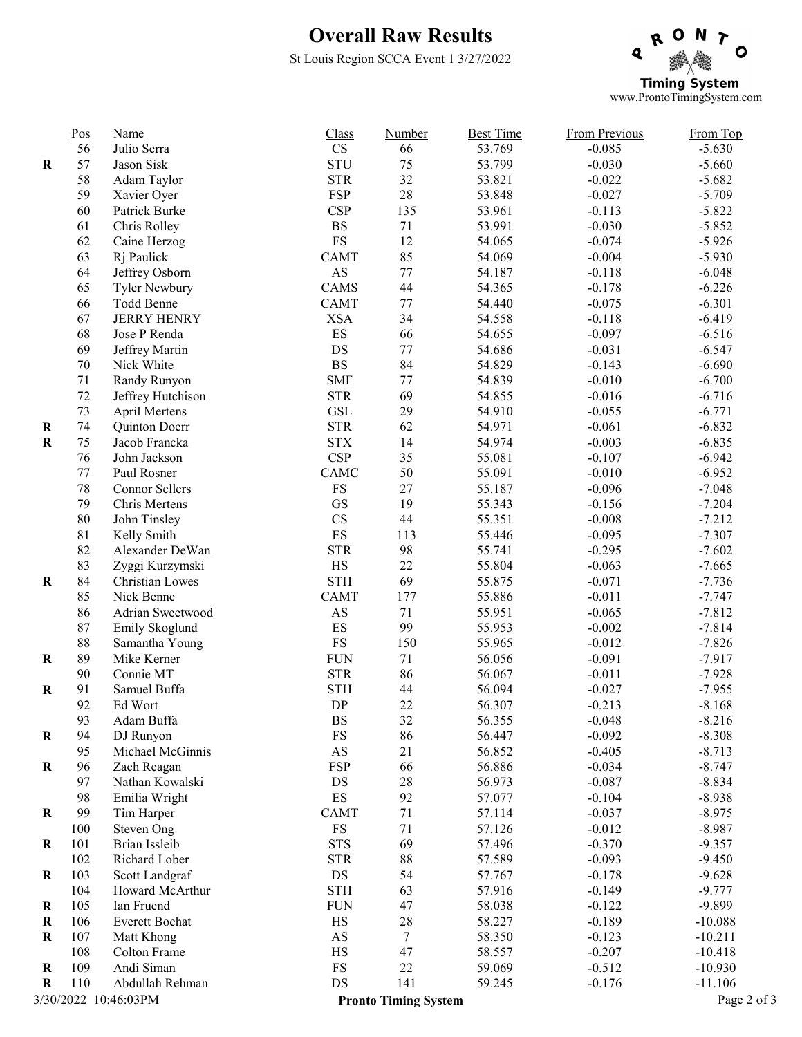# Overall Raw Results

St Louis Region SCCA Event 1 3/27/2022

Pronto Timing System
www.ProntoTimingSystem.com

| | Pos | Name | Class | Number | Best Time | From Previous | From Top |
|---|---|---|---|---|---|---|---|
| | 56 | Julio Serra | CS | 66 | 53.769 | -0.085 | -5.630 |
| R | 57 | Jason Sisk | STU | 75 | 53.799 | -0.030 | -5.660 |
| | 58 | Adam Taylor | STR | 32 | 53.821 | -0.022 | -5.682 |
| | 59 | Xavier Oyer | FSP | 28 | 53.848 | -0.027 | -5.709 |
| | 60 | Patrick Burke | CSP | 135 | 53.961 | -0.113 | -5.822 |
| | 61 | Chris Rolley | BS | 71 | 53.991 | -0.030 | -5.852 |
| | 62 | Caine Herzog | FS | 12 | 54.065 | -0.074 | -5.926 |
| | 63 | Rj Paulick | CAMT | 85 | 54.069 | -0.004 | -5.930 |
| | 64 | Jeffrey Osborn | AS | 77 | 54.187 | -0.118 | -6.048 |
| | 65 | Tyler Newbury | CAMS | 44 | 54.365 | -0.178 | -6.226 |
| | 66 | Todd Benne | CAMT | 77 | 54.440 | -0.075 | -6.301 |
| | 67 | JERRY HENRY | XSA | 34 | 54.558 | -0.118 | -6.419 |
| | 68 | Jose P Renda | ES | 66 | 54.655 | -0.097 | -6.516 |
| | 69 | Jeffrey Martin | DS | 77 | 54.686 | -0.031 | -6.547 |
| | 70 | Nick White | BS | 84 | 54.829 | -0.143 | -6.690 |
| | 71 | Randy Runyon | SMF | 77 | 54.839 | -0.010 | -6.700 |
| | 72 | Jeffrey Hutchison | STR | 69 | 54.855 | -0.016 | -6.716 |
| | 73 | April Mertens | GSL | 29 | 54.910 | -0.055 | -6.771 |
| R | 74 | Quinton Doerr | STR | 62 | 54.971 | -0.061 | -6.832 |
| R | 75 | Jacob Francka | STX | 14 | 54.974 | -0.003 | -6.835 |
| | 76 | John Jackson | CSP | 35 | 55.081 | -0.107 | -6.942 |
| | 77 | Paul Rosner | CAMC | 50 | 55.091 | -0.010 | -6.952 |
| | 78 | Connor Sellers | FS | 27 | 55.187 | -0.096 | -7.048 |
| | 79 | Chris Mertens | GS | 19 | 55.343 | -0.156 | -7.204 |
| | 80 | John Tinsley | CS | 44 | 55.351 | -0.008 | -7.212 |
| | 81 | Kelly Smith | ES | 113 | 55.446 | -0.095 | -7.307 |
| | 82 | Alexander DeWan | STR | 98 | 55.741 | -0.295 | -7.602 |
| | 83 | Zyggi Kurzymski | HS | 22 | 55.804 | -0.063 | -7.665 |
| R | 84 | Christian Lowes | STH | 69 | 55.875 | -0.071 | -7.736 |
| | 85 | Nick Benne | CAMT | 177 | 55.886 | -0.011 | -7.747 |
| | 86 | Adrian Sweetwood | AS | 71 | 55.951 | -0.065 | -7.812 |
| | 87 | Emily Skoglund | ES | 99 | 55.953 | -0.002 | -7.814 |
| | 88 | Samantha Young | FS | 150 | 55.965 | -0.012 | -7.826 |
| R | 89 | Mike Kerner | FUN | 71 | 56.056 | -0.091 | -7.917 |
| | 90 | Connie MT | STR | 86 | 56.067 | -0.011 | -7.928 |
| R | 91 | Samuel Buffa | STH | 44 | 56.094 | -0.027 | -7.955 |
| | 92 | Ed Wort | DP | 22 | 56.307 | -0.213 | -8.168 |
| | 93 | Adam Buffa | BS | 32 | 56.355 | -0.048 | -8.216 |
| R | 94 | DJ Runyon | FS | 86 | 56.447 | -0.092 | -8.308 |
| | 95 | Michael McGinnis | AS | 21 | 56.852 | -0.405 | -8.713 |
| R | 96 | Zach Reagan | FSP | 66 | 56.886 | -0.034 | -8.747 |
| | 97 | Nathan Kowalski | DS | 28 | 56.973 | -0.087 | -8.834 |
| | 98 | Emilia Wright | ES | 92 | 57.077 | -0.104 | -8.938 |
| R | 99 | Tim Harper | CAMT | 71 | 57.114 | -0.037 | -8.975 |
| | 100 | Steven Ong | FS | 71 | 57.126 | -0.012 | -8.987 |
| R | 101 | Brian Issleib | STS | 69 | 57.496 | -0.370 | -9.357 |
| | 102 | Richard Lober | STR | 88 | 57.589 | -0.093 | -9.450 |
| R | 103 | Scott Landgraf | DS | 54 | 57.767 | -0.178 | -9.628 |
| | 104 | Howard McArthur | STH | 63 | 57.916 | -0.149 | -9.777 |
| R | 105 | Ian Fruend | FUN | 47 | 58.038 | -0.122 | -9.899 |
| R | 106 | Everett Bochat | HS | 28 | 58.227 | -0.189 | -10.088 |
| R | 107 | Matt Khong | AS | 7 | 58.350 | -0.123 | -10.211 |
| | 108 | Colton Frame | HS | 47 | 58.557 | -0.207 | -10.418 |
| R | 109 | Andi Siman | FS | 22 | 59.069 | -0.512 | -10.930 |
| R | 110 | Abdullah Rehman | DS | 141 | 59.245 | -0.176 | -11.106 |

3/30/2022 10:46:03PM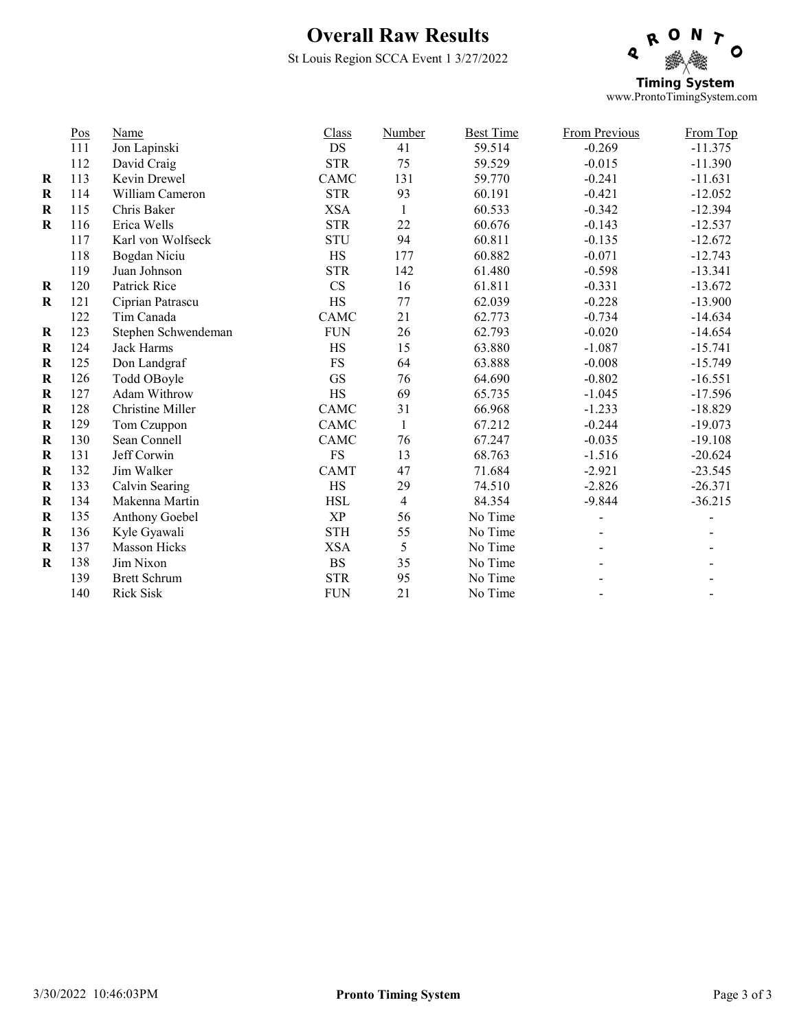# Overall Raw Results

St Louis Region SCCA Event 1 3/27/2022

Timing System
www.ProntoTimingSystem.com

| | Pos | Name | Class | Number | Best Time | From Previous | From Top |
|---|---|---|---|---|---|---|---|
| | 111 | Jon Lapinski | DS | 41 | 59.514 | -0.269 | -11.375 |
| | 112 | David Craig | STR | 75 | 59.529 | -0.015 | -11.390 |
| R | 113 | Kevin Drewel | CAMC | 131 | 59.770 | -0.241 | -11.631 |
| R | 114 | William Cameron | STR | 93 | 60.191 | -0.421 | -12.052 |
| R | 115 | Chris Baker | XSA | 1 | 60.533 | -0.342 | -12.394 |
| R | 116 | Erica Wells | STR | 22 | 60.676 | -0.143 | -12.537 |
| | 117 | Karl von Wolfseck | STU | 94 | 60.811 | -0.135 | -12.672 |
| | 118 | Bogdan Niciu | HS | 177 | 60.882 | -0.071 | -12.743 |
| | 119 | Juan Johnson | STR | 142 | 61.480 | -0.598 | -13.341 |
| R | 120 | Patrick Rice | CS | 16 | 61.811 | -0.331 | -13.672 |
| R | 121 | Ciprian Patrascu | HS | 77 | 62.039 | -0.228 | -13.900 |
| | 122 | Tim Canada | CAMC | 21 | 62.773 | -0.734 | -14.634 |
| R | 123 | Stephen Schwendeman | FUN | 26 | 62.793 | -0.020 | -14.654 |
| R | 124 | Jack Harms | HS | 15 | 63.880 | -1.087 | -15.741 |
| R | 125 | Don Landgraf | FS | 64 | 63.888 | -0.008 | -15.749 |
| R | 126 | Todd OBoyle | GS | 76 | 64.690 | -0.802 | -16.551 |
| R | 127 | Adam Withrow | HS | 69 | 65.735 | -1.045 | -17.596 |
| R | 128 | Christine Miller | CAMC | 31 | 66.968 | -1.233 | -18.829 |
| R | 129 | Tom Czuppon | CAMC | 1 | 67.212 | -0.244 | -19.073 |
| R | 130 | Sean Connell | CAMC | 76 | 67.247 | -0.035 | -19.108 |
| R | 131 | Jeff Corwin | FS | 13 | 68.763 | -1.516 | -20.624 |
| R | 132 | Jim Walker | CAMT | 47 | 71.684 | -2.921 | -23.545 |
| R | 133 | Calvin Searing | HS | 29 | 74.510 | -2.826 | -26.371 |
| R | 134 | Makenna Martin | HSL | 4 | 84.354 | -9.844 | -36.215 |
| R | 135 | Anthony Goebel | XP | 56 | No Time | - | - |
| R | 136 | Kyle Gyawali | STH | 55 | No Time | - | - |
| R | 137 | Masson Hicks | XSA | 5 | No Time | - | - |
| R | 138 | Jim Nixon | BS | 35 | No Time | - | - |
| | 139 | Brett Schrum | STR | 95 | No Time | - | - |
| | 140 | Rick Sisk | FUN | 21 | No Time | - | - |

3/30/2022 10:46:03PM Pronto Timing System